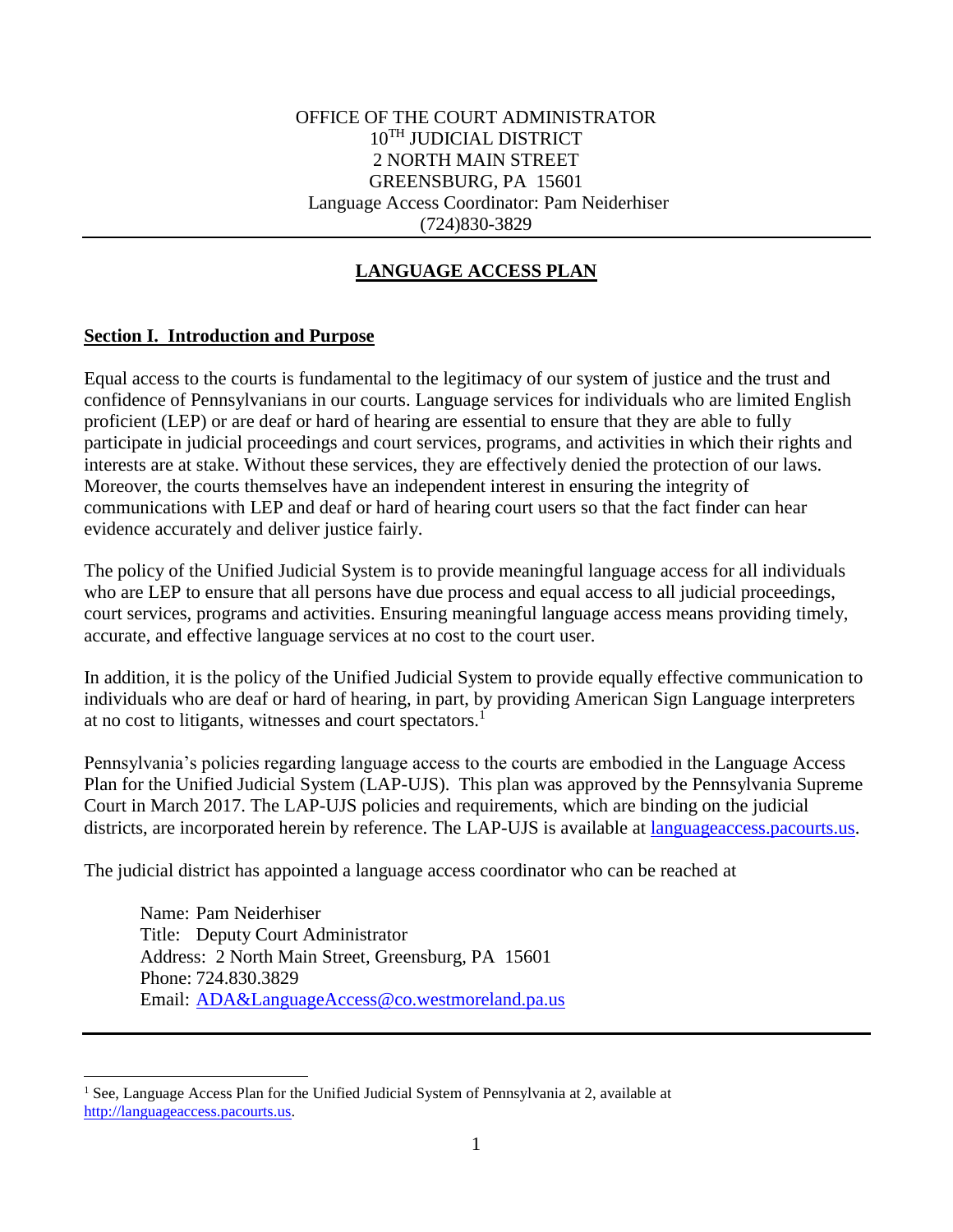OFFICE OF THE COURT ADMINISTRATOR
10TH JUDICIAL DISTRICT
2 NORTH MAIN STREET
GREENSBURG, PA 15601
Language Access Coordinator: Pam Neiderhiser
(724)830-3829

# LANGUAGE ACCESS PLAN

## Section I. Introduction and Purpose

Equal access to the courts is fundamental to the legitimacy of our system of justice and the trust and confidence of Pennsylvanians in our courts. Language services for individuals who are limited English proficient (LEP) or are deaf or hard of hearing are essential to ensure that they are able to fully participate in judicial proceedings and court services, programs, and activities in which their rights and interests are at stake. Without these services, they are effectively denied the protection of our laws. Moreover, the courts themselves have an independent interest in ensuring the integrity of communications with LEP and deaf or hard of hearing court users so that the fact finder can hear evidence accurately and deliver justice fairly.

The policy of the Unified Judicial System is to provide meaningful language access for all individuals who are LEP to ensure that all persons have due process and equal access to all judicial proceedings, court services, programs and activities. Ensuring meaningful language access means providing timely, accurate, and effective language services at no cost to the court user.

In addition, it is the policy of the Unified Judicial System to provide equally effective communication to individuals who are deaf or hard of hearing, in part, by providing American Sign Language interpreters at no cost to litigants, witnesses and court spectators.[1]

Pennsylvania's policies regarding language access to the courts are embodied in the Language Access Plan for the Unified Judicial System (LAP-UJS). This plan was approved by the Pennsylvania Supreme Court in March 2017. The LAP-UJS policies and requirements, which are binding on the judicial districts, are incorporated herein by reference. The LAP-UJS is available at [languageaccess.pacourts.us](http://languageaccess.pacourts.us).

The judicial district has appointed a language access coordinator who can be reached at

Name: Pam Neiderhiser
Title: Deputy Court Administrator
Address: 2 North Main Street, Greensburg, PA 15601
Phone: 724.830.3829
Email: ADA&LanguageAccess@co.westmoreland.pa.us

---

[1] See, Language Access Plan for the Unified Judicial System of Pennsylvania at 2, available at http://languageaccess.pacourts.us.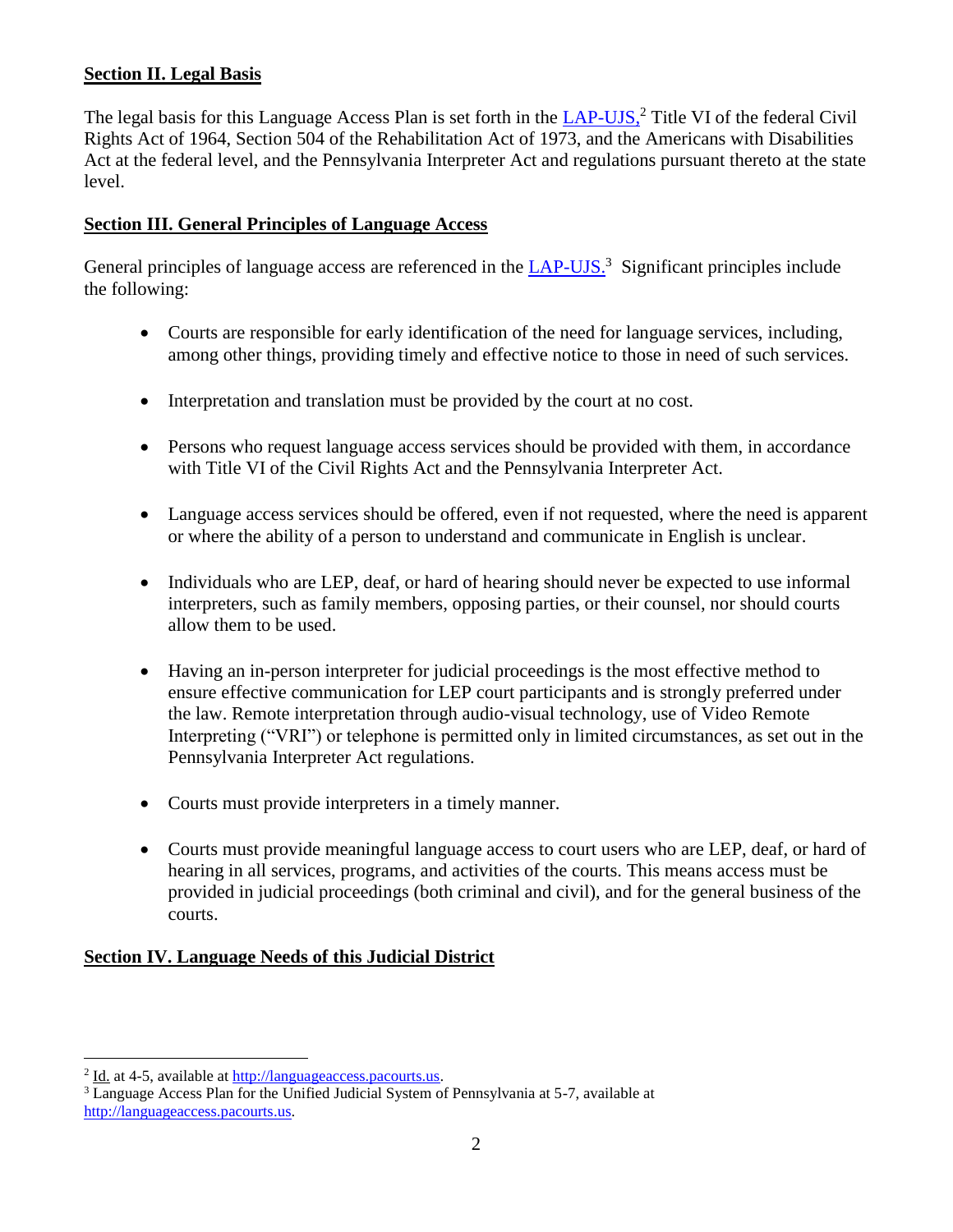**Section II. Legal Basis**

The legal basis for this Language Access Plan is set forth in the LAP-UJS,[2] Title VI of the federal Civil Rights Act of 1964, Section 504 of the Rehabilitation Act of 1973, and the Americans with Disabilities Act at the federal level, and the Pennsylvania Interpreter Act and regulations pursuant thereto at the state level.

**Section III. General Principles of Language Access**

General principles of language access are referenced in the LAP-UJS.[3] Significant principles include the following:

- Courts are responsible for early identification of the need for language services, including, among other things, providing timely and effective notice to those in need of such services.
- Interpretation and translation must be provided by the court at no cost.
- Persons who request language access services should be provided with them, in accordance with Title VI of the Civil Rights Act and the Pennsylvania Interpreter Act.
- Language access services should be offered, even if not requested, where the need is apparent or where the ability of a person to understand and communicate in English is unclear.
- Individuals who are LEP, deaf, or hard of hearing should never be expected to use informal interpreters, such as family members, opposing parties, or their counsel, nor should courts allow them to be used.
- Having an in-person interpreter for judicial proceedings is the most effective method to ensure effective communication for LEP court participants and is strongly preferred under the law. Remote interpretation through audio-visual technology, use of Video Remote Interpreting ("VRI") or telephone is permitted only in limited circumstances, as set out in the Pennsylvania Interpreter Act regulations.
- Courts must provide interpreters in a timely manner.
- Courts must provide meaningful language access to court users who are LEP, deaf, or hard of hearing in all services, programs, and activities of the courts. This means access must be provided in judicial proceedings (both criminal and civil), and for the general business of the courts.

**Section IV. Language Needs of this Judicial District**

---

[2] Id. at 4-5, available at http://languageaccess.pacourts.us.

[3] Language Access Plan for the Unified Judicial System of Pennsylvania at 5-7, available at http://languageaccess.pacourts.us.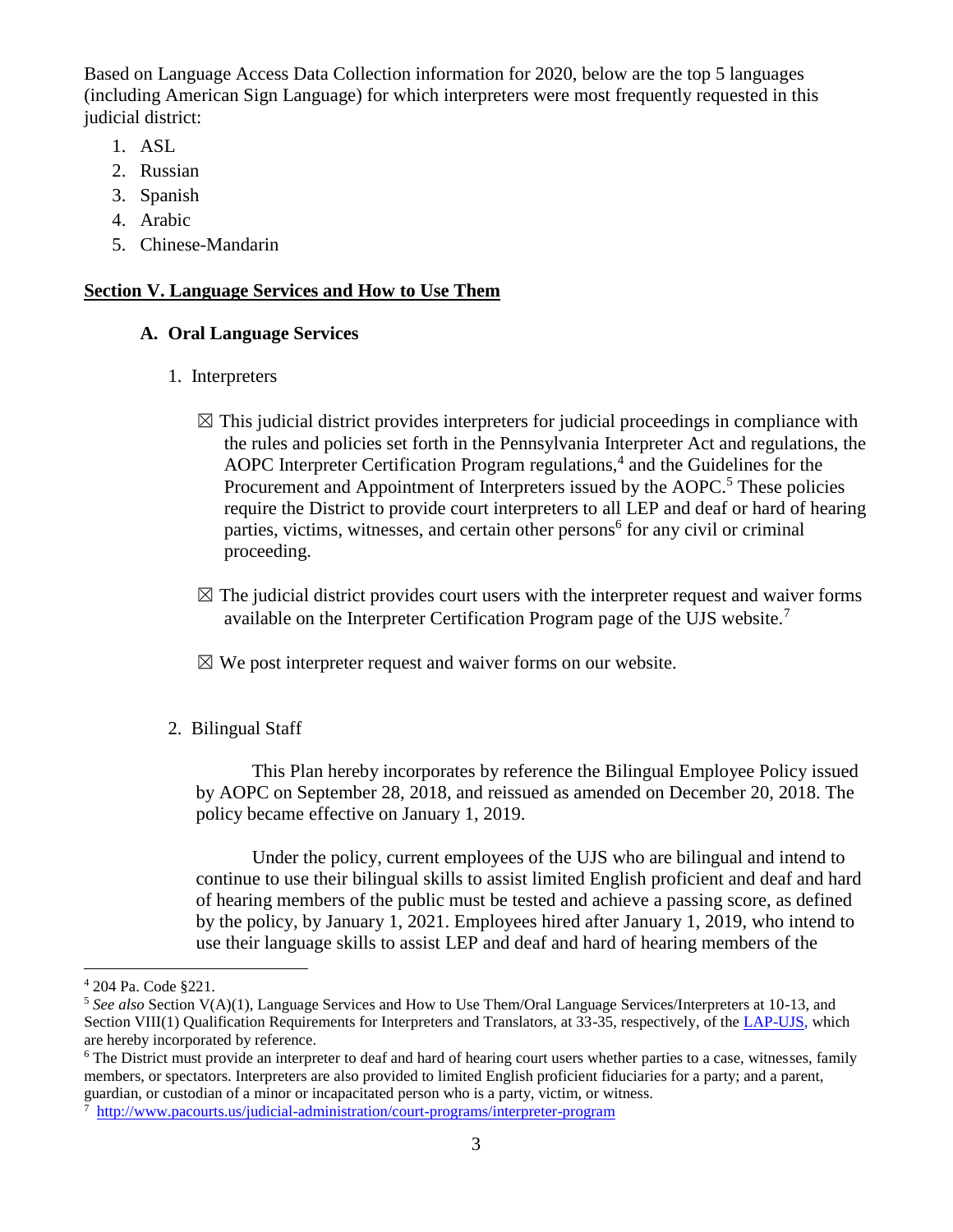Based on Language Access Data Collection information for 2020, below are the top 5 languages (including American Sign Language) for which interpreters were most frequently requested in this judicial district:

1. ASL
2. Russian
3. Spanish
4. Arabic
5. Chinese-Mandarin

## Section V. Language Services and How to Use Them

### A. Oral Language Services

1. Interpreters

☒ This judicial district provides interpreters for judicial proceedings in compliance with the rules and policies set forth in the Pennsylvania Interpreter Act and regulations, the AOPC Interpreter Certification Program regulations,[4] and the Guidelines for the Procurement and Appointment of Interpreters issued by the AOPC.[5] These policies require the District to provide court interpreters to all LEP and deaf or hard of hearing parties, victims, witnesses, and certain other persons[6] for any civil or criminal proceeding.

☒ The judicial district provides court users with the interpreter request and waiver forms available on the Interpreter Certification Program page of the UJS website.[7]

☒ We post interpreter request and waiver forms on our website.

2. Bilingual Staff

This Plan hereby incorporates by reference the Bilingual Employee Policy issued by AOPC on September 28, 2018, and reissued as amended on December 20, 2018. The policy became effective on January 1, 2019.

Under the policy, current employees of the UJS who are bilingual and intend to continue to use their bilingual skills to assist limited English proficient and deaf and hard of hearing members of the public must be tested and achieve a passing score, as defined by the policy, by January 1, 2021. Employees hired after January 1, 2019, who intend to use their language skills to assist LEP and deaf and hard of hearing members of the

---

[4] 204 Pa. Code §221.

[5] *See also* Section V(A)(1), Language Services and How to Use Them/Oral Language Services/Interpreters at 10-13, and Section VIII(1) Qualification Requirements for Interpreters and Translators, at 33-35, respectively, of the LAP-UJS, which are hereby incorporated by reference.

[6] The District must provide an interpreter to deaf and hard of hearing court users whether parties to a case, witnesses, family members, or spectators. Interpreters are also provided to limited English proficient fiduciaries for a party; and a parent, guardian, or custodian of a minor or incapacitated person who is a party, victim, or witness.

[7] http://www.pacourts.us/judicial-administration/court-programs/interpreter-program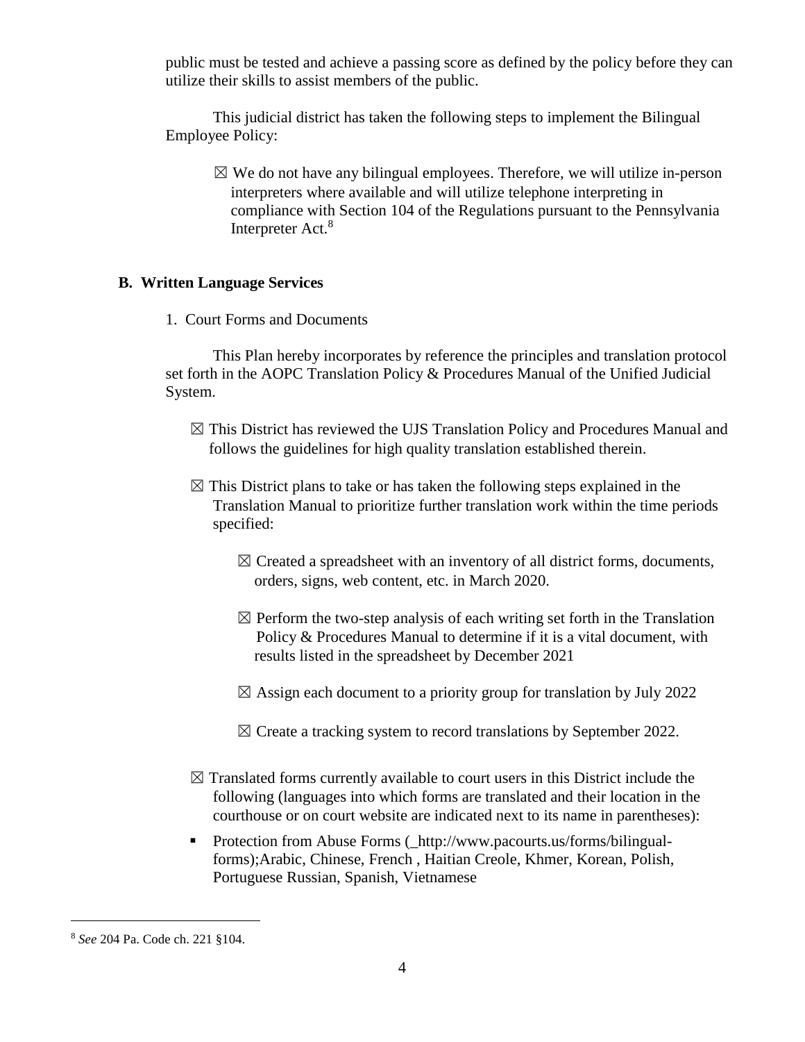public must be tested and achieve a passing score as defined by the policy before they can utilize their skills to assist members of the public.

This judicial district has taken the following steps to implement the Bilingual Employee Policy:

☒ We do not have any bilingual employees. Therefore, we will utilize in-person interpreters where available and will utilize telephone interpreting in compliance with Section 104 of the Regulations pursuant to the Pennsylvania Interpreter Act.[8]

## B. Written Language Services

1. Court Forms and Documents

This Plan hereby incorporates by reference the principles and translation protocol set forth in the AOPC Translation Policy & Procedures Manual of the Unified Judicial System.

☒ This District has reviewed the UJS Translation Policy and Procedures Manual and follows the guidelines for high quality translation established therein.

☒ This District plans to take or has taken the following steps explained in the Translation Manual to prioritize further translation work within the time periods specified:

☒ Created a spreadsheet with an inventory of all district forms, documents, orders, signs, web content, etc. in March 2020.

☒ Perform the two-step analysis of each writing set forth in the Translation Policy & Procedures Manual to determine if it is a vital document, with results listed in the spreadsheet by December 2021

☒ Assign each document to a priority group for translation by July 2022

☒ Create a tracking system to record translations by September 2022.

☒ Translated forms currently available to court users in this District include the following (languages into which forms are translated and their location in the courthouse or on court website are indicated next to its name in parentheses):

- Protection from Abuse Forms (_http://www.pacourts.us/forms/bilingual-forms);Arabic, Chinese, French , Haitian Creole, Khmer, Korean, Polish, Portuguese Russian, Spanish, Vietnamese

---

[8] *See* 204 Pa. Code ch. 221 §104.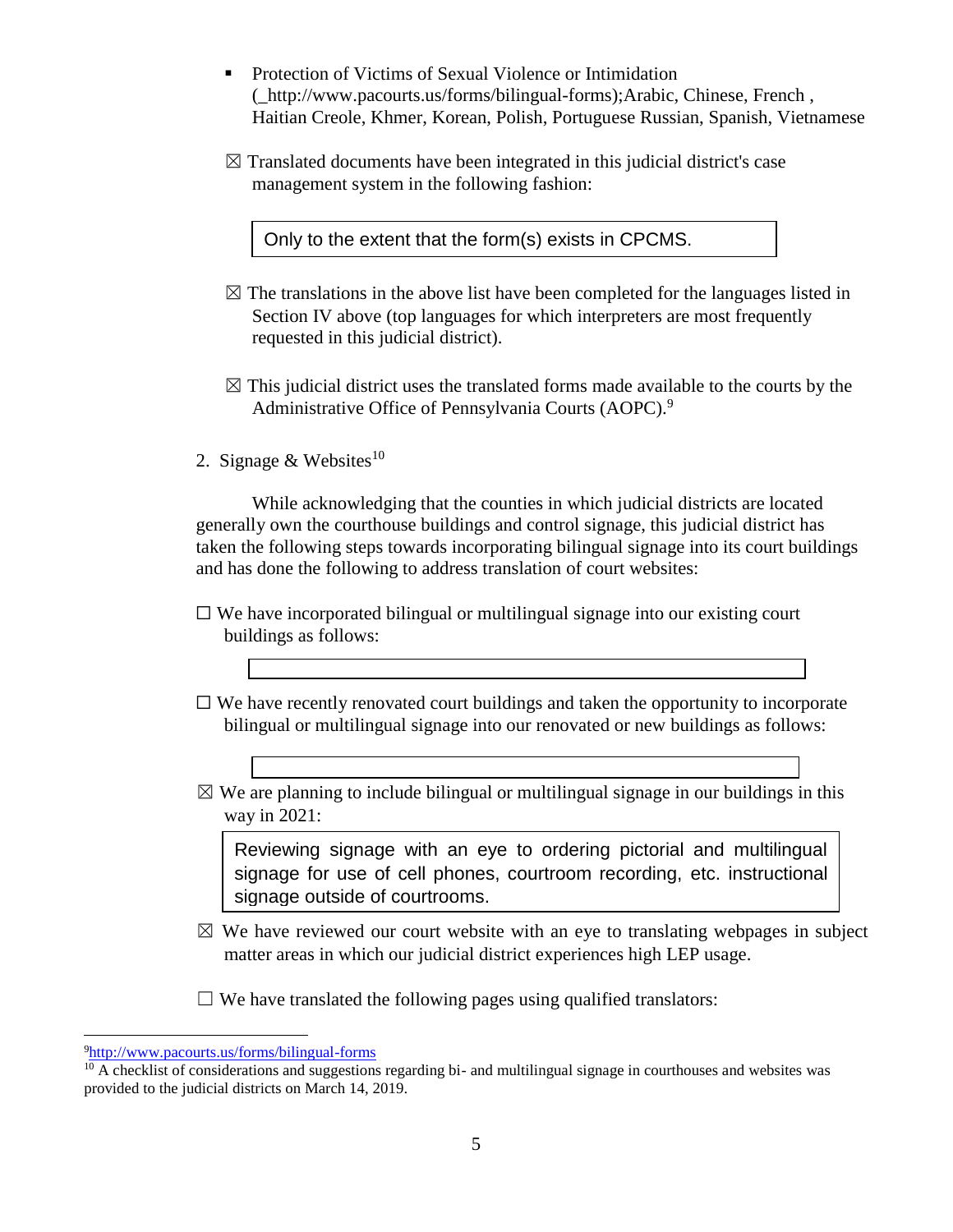- Protection of Victims of Sexual Violence or Intimidation (_http://www.pacourts.us/forms/bilingual-forms);Arabic, Chinese, French , Haitian Creole, Khmer, Korean, Polish, Portuguese Russian, Spanish, Vietnamese

☒ Translated documents have been integrated in this judicial district's case management system in the following fashion:

> Only to the extent that the form(s) exists in CPCMS.

☒ The translations in the above list have been completed for the languages listed in Section IV above (top languages for which interpreters are most frequently requested in this judicial district).

☒ This judicial district uses the translated forms made available to the courts by the Administrative Office of Pennsylvania Courts (AOPC).[9]

2. Signage & Websites[10]

While acknowledging that the counties in which judicial districts are located generally own the courthouse buildings and control signage, this judicial district has taken the following steps towards incorporating bilingual signage into its court buildings and has done the following to address translation of court websites:

☐ We have incorporated bilingual or multilingual signage into our existing court buildings as follows:

☐ We have recently renovated court buildings and taken the opportunity to incorporate bilingual or multilingual signage into our renovated or new buildings as follows:

☒ We are planning to include bilingual or multilingual signage in our buildings in this way in 2021:

> Reviewing signage with an eye to ordering pictorial and multilingual signage for use of cell phones, courtroom recording, etc. instructional signage outside of courtrooms.

☒ We have reviewed our court website with an eye to translating webpages in subject matter areas in which our judicial district experiences high LEP usage.

☐ We have translated the following pages using qualified translators:

---

[9] http://www.pacourts.us/forms/bilingual-forms

[10] A checklist of considerations and suggestions regarding bi- and multilingual signage in courthouses and websites was provided to the judicial districts on March 14, 2019.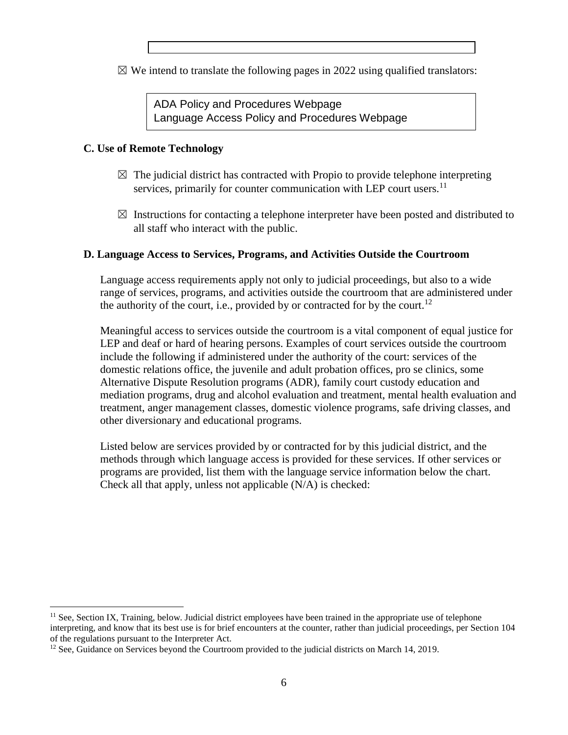☒ We intend to translate the following pages in 2022 using qualified translators:

ADA Policy and Procedures Webpage
Language Access Policy and Procedures Webpage

### C. Use of Remote Technology

☒ The judicial district has contracted with Propio to provide telephone interpreting services, primarily for counter communication with LEP court users.[11]

☒ Instructions for contacting a telephone interpreter have been posted and distributed to all staff who interact with the public.

### D. Language Access to Services, Programs, and Activities Outside the Courtroom

Language access requirements apply not only to judicial proceedings, but also to a wide range of services, programs, and activities outside the courtroom that are administered under the authority of the court, i.e., provided by or contracted for by the court.[12]

Meaningful access to services outside the courtroom is a vital component of equal justice for LEP and deaf or hard of hearing persons. Examples of court services outside the courtroom include the following if administered under the authority of the court: services of the domestic relations office, the juvenile and adult probation offices, pro se clinics, some Alternative Dispute Resolution programs (ADR), family court custody education and mediation programs, drug and alcohol evaluation and treatment, mental health evaluation and treatment, anger management classes, domestic violence programs, safe driving classes, and other diversionary and educational programs.

Listed below are services provided by or contracted for by this judicial district, and the methods through which language access is provided for these services. If other services or programs are provided, list them with the language service information below the chart. Check all that apply, unless not applicable (N/A) is checked:

---

[11] See, Section IX, Training, below. Judicial district employees have been trained in the appropriate use of telephone interpreting, and know that its best use is for brief encounters at the counter, rather than judicial proceedings, per Section 104 of the regulations pursuant to the Interpreter Act.

[12] See, Guidance on Services beyond the Courtroom provided to the judicial districts on March 14, 2019.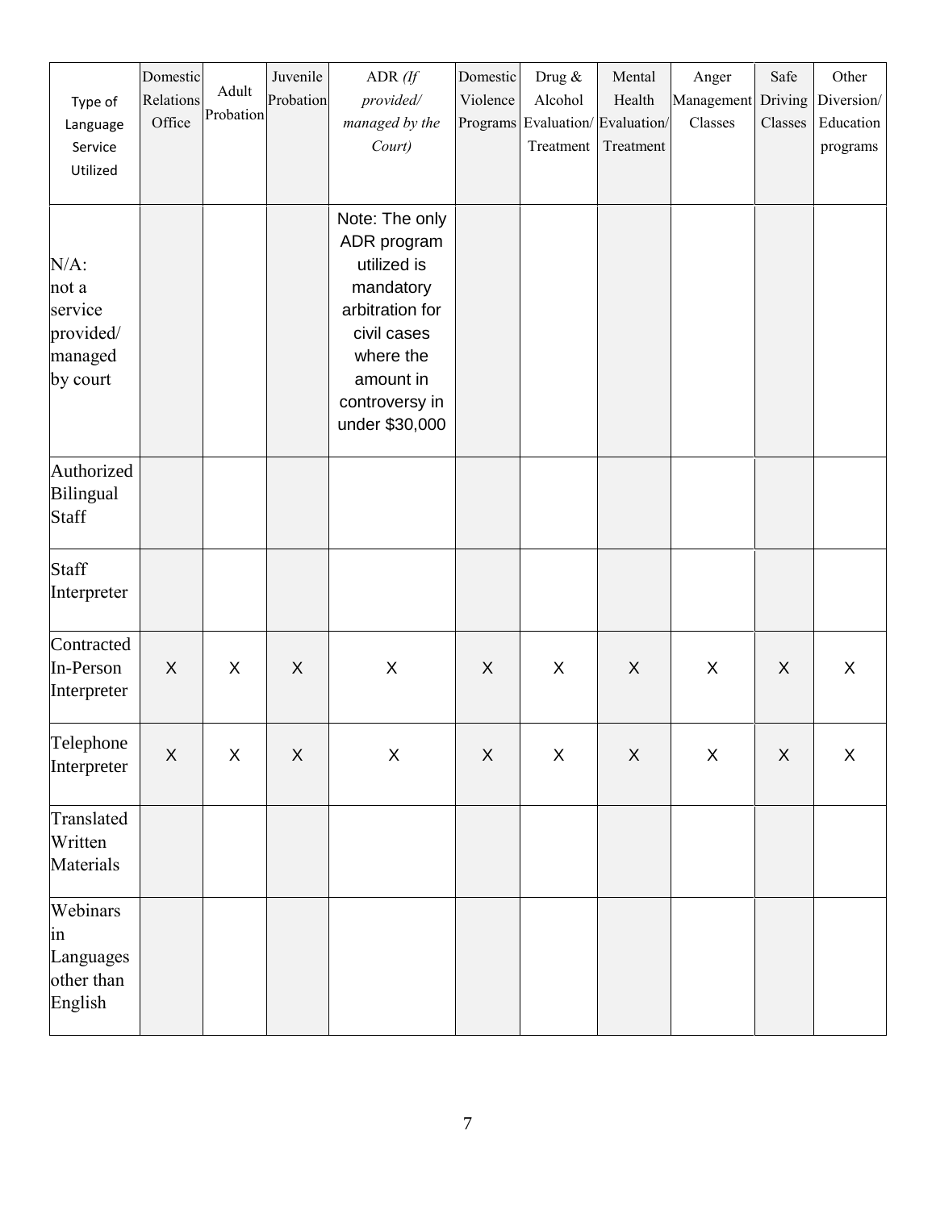| Type of Language Service Utilized | Domestic Relations Office | Adult Probation | Juvenile Probation | ADR *(If provided/ managed by the Court)* | Domestic Violence Programs | Drug & Alcohol Evaluation/ Treatment | Mental Health Evaluation/ Treatment | Anger Management Classes | Safe Driving Classes | Other Diversion/ Education programs |
|---|---|---|---|---|---|---|---|---|---|---|
| N/A: not a service provided/ managed by court | | | | Note: The only ADR program utilized is mandatory arbitration for civil cases where the amount in controversy in under $30,000 | | | | | | |
| Authorized Bilingual Staff | | | | | | | | | | |
| Staff Interpreter | | | | | | | | | | |
| Contracted In-Person Interpreter | X | X | X | X | X | X | X | X | X | X |
| Telephone Interpreter | X | X | X | X | X | X | X | X | X | X |
| Translated Written Materials | | | | | | | | | | |
| Webinars in Languages other than English | | | | | | | | | | |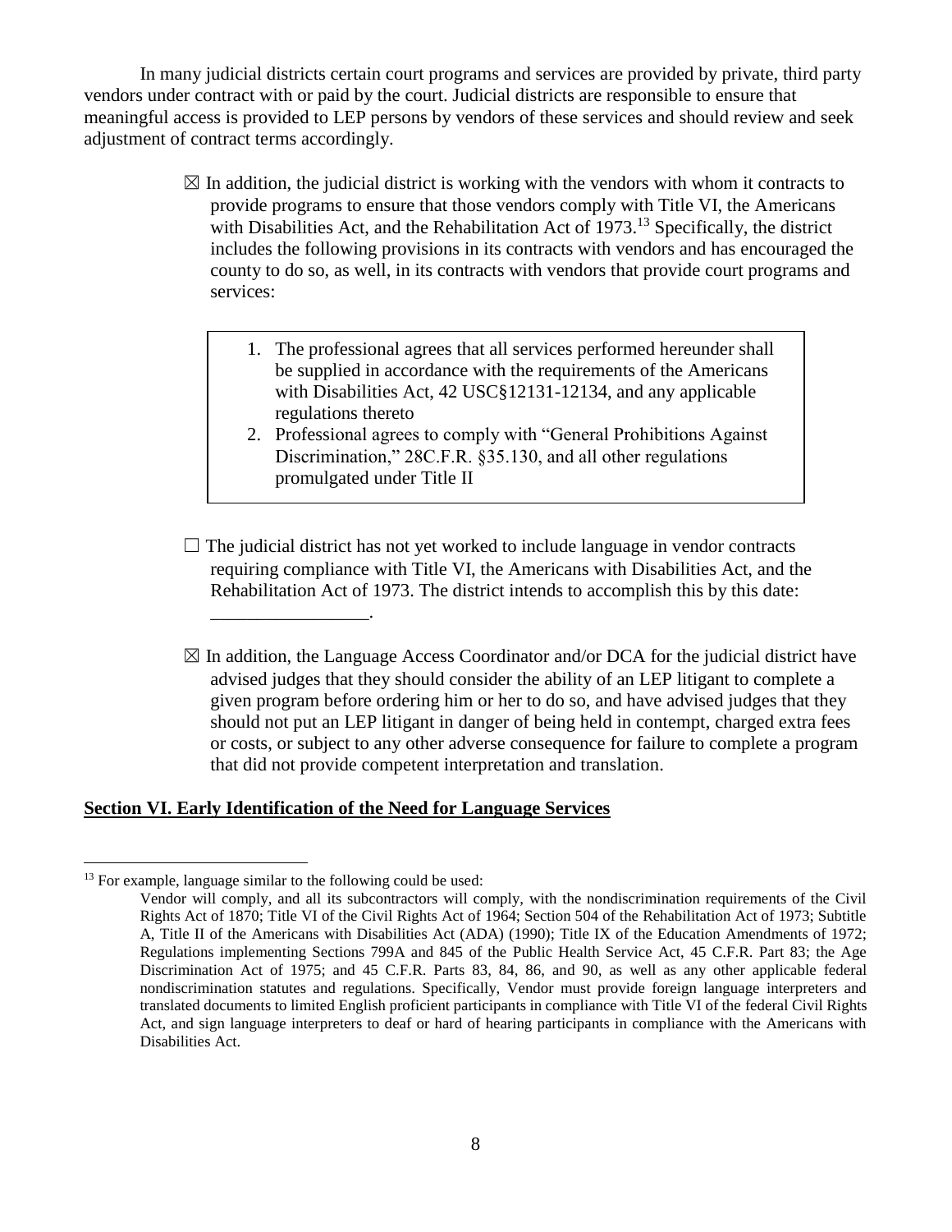In many judicial districts certain court programs and services are provided by private, third party vendors under contract with or paid by the court. Judicial districts are responsible to ensure that meaningful access is provided to LEP persons by vendors of these services and should review and seek adjustment of contract terms accordingly.

☒ In addition, the judicial district is working with the vendors with whom it contracts to provide programs to ensure that those vendors comply with Title VI, the Americans with Disabilities Act, and the Rehabilitation Act of 1973.[13] Specifically, the district includes the following provisions in its contracts with vendors and has encouraged the county to do so, as well, in its contracts with vendors that provide court programs and services:

> 1. The professional agrees that all services performed hereunder shall be supplied in accordance with the requirements of the Americans with Disabilities Act, 42 USC§12131-12134, and any applicable regulations thereto
> 2. Professional agrees to comply with "General Prohibitions Against Discrimination," 28C.F.R. §35.130, and all other regulations promulgated under Title II

☐ The judicial district has not yet worked to include language in vendor contracts requiring compliance with Title VI, the Americans with Disabilities Act, and the Rehabilitation Act of 1973. The district intends to accomplish this by this date: ________________.

☒ In addition, the Language Access Coordinator and/or DCA for the judicial district have advised judges that they should consider the ability of an LEP litigant to complete a given program before ordering him or her to do so, and have advised judges that they should not put an LEP litigant in danger of being held in contempt, charged extra fees or costs, or subject to any other adverse consequence for failure to complete a program that did not provide competent interpretation and translation.

## Section VI. Early Identification of the Need for Language Services

---

[13] For example, language similar to the following could be used:

Vendor will comply, and all its subcontractors will comply, with the nondiscrimination requirements of the Civil Rights Act of 1870; Title VI of the Civil Rights Act of 1964; Section 504 of the Rehabilitation Act of 1973; Subtitle A, Title II of the Americans with Disabilities Act (ADA) (1990); Title IX of the Education Amendments of 1972; Regulations implementing Sections 799A and 845 of the Public Health Service Act, 45 C.F.R. Part 83; the Age Discrimination Act of 1975; and 45 C.F.R. Parts 83, 84, 86, and 90, as well as any other applicable federal nondiscrimination statutes and regulations. Specifically, Vendor must provide foreign language interpreters and translated documents to limited English proficient participants in compliance with Title VI of the federal Civil Rights Act, and sign language interpreters to deaf or hard of hearing participants in compliance with the Americans with Disabilities Act.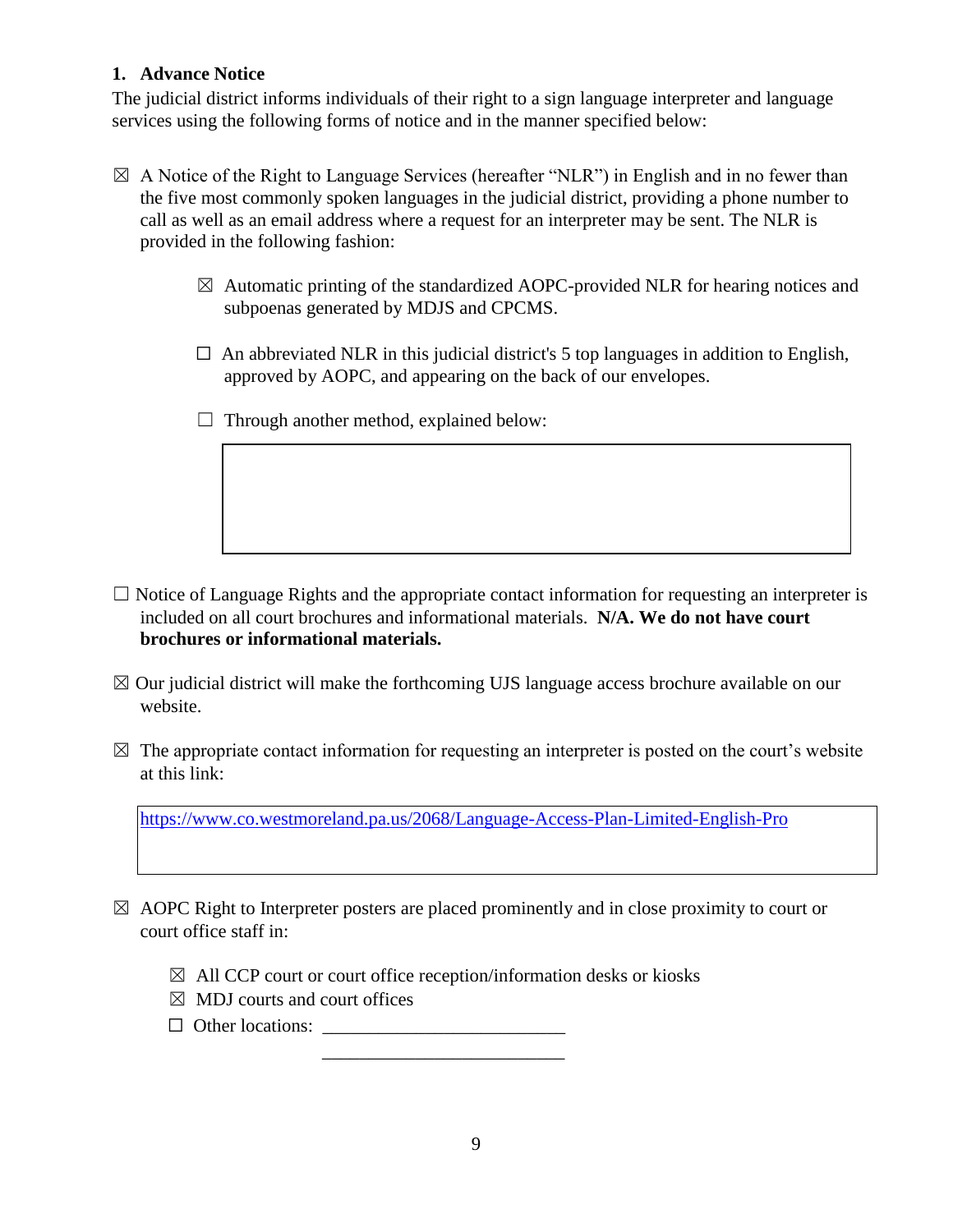### 1. Advance Notice

The judicial district informs individuals of their right to a sign language interpreter and language services using the following forms of notice and in the manner specified below:

☒ A Notice of the Right to Language Services (hereafter "NLR") in English and in no fewer than the five most commonly spoken languages in the judicial district, providing a phone number to call as well as an email address where a request for an interpreter may be sent. The NLR is provided in the following fashion:

> ☒ Automatic printing of the standardized AOPC-provided NLR for hearing notices and subpoenas generated by MDJS and CPCMS.
>
> ☐ An abbreviated NLR in this judicial district's 5 top languages in addition to English, approved by AOPC, and appearing on the back of our envelopes.
>
> ☐ Through another method, explained below:

☐ Notice of Language Rights and the appropriate contact information for requesting an interpreter is included on all court brochures and informational materials. **N/A. We do not have court brochures or informational materials.**

☒ Our judicial district will make the forthcoming UJS language access brochure available on our website.

☒ The appropriate contact information for requesting an interpreter is posted on the court's website at this link:

https://www.co.westmoreland.pa.us/2068/Language-Access-Plan-Limited-English-Pro

☒ AOPC Right to Interpreter posters are placed prominently and in close proximity to court or court office staff in:

> ☒ All CCP court or court office reception/information desks or kiosks
> ☒ MDJ courts and court offices
> ☐ Other locations: ___________________________
> ___________________________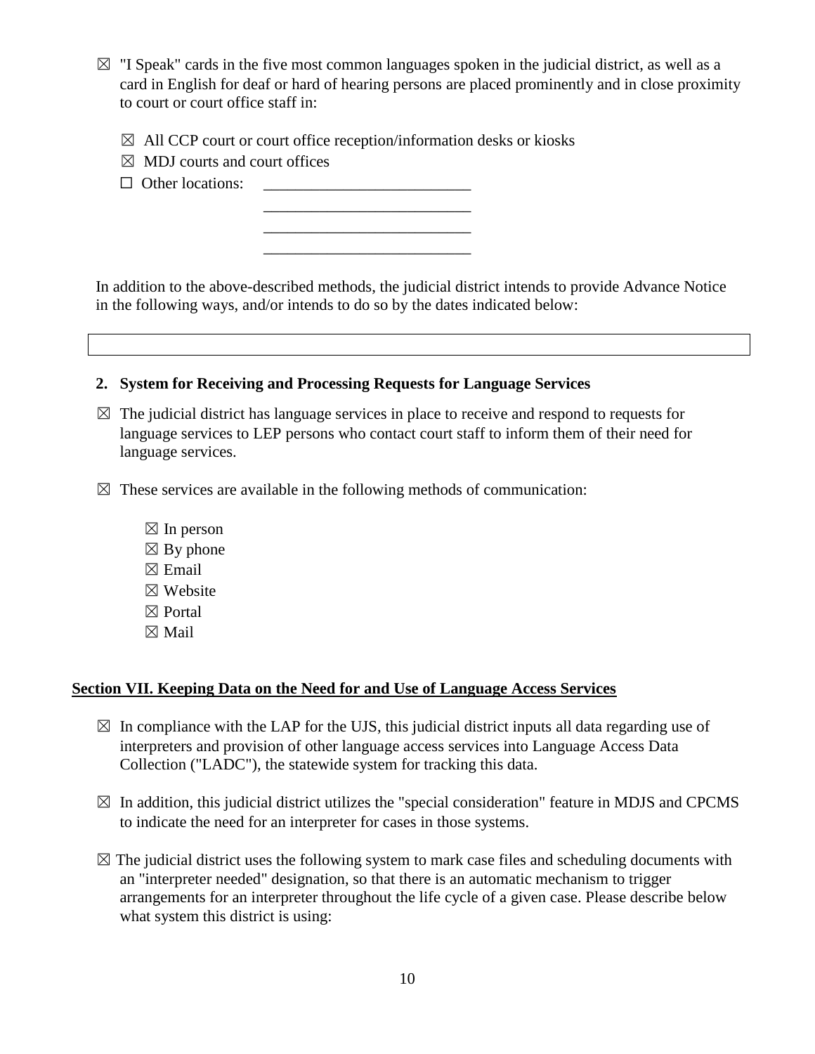☒ "I Speak" cards in the five most common languages spoken in the judicial district, as well as a card in English for deaf or hard of hearing persons are placed prominently and in close proximity to court or court office staff in:

- ☒ All CCP court or court office reception/information desks or kiosks
- ☒ MDJ courts and court offices
- ☐ Other locations: ___________________________
  ___________________________
  ___________________________
  ___________________________

In addition to the above-described methods, the judicial district intends to provide Advance Notice in the following ways, and/or intends to do so by the dates indicated below:

| |
|---|
| |

**2. System for Receiving and Processing Requests for Language Services**

☒ The judicial district has language services in place to receive and respond to requests for language services to LEP persons who contact court staff to inform them of their need for language services.

☒ These services are available in the following methods of communication:

- ☒ In person
- ☒ By phone
- ☒ Email
- ☒ Website
- ☒ Portal
- ☒ Mail

## Section VII. Keeping Data on the Need for and Use of Language Access Services

☒ In compliance with the LAP for the UJS, this judicial district inputs all data regarding use of interpreters and provision of other language access services into Language Access Data Collection ("LADC"), the statewide system for tracking this data.

☒ In addition, this judicial district utilizes the "special consideration" feature in MDJS and CPCMS to indicate the need for an interpreter for cases in those systems.

☒ The judicial district uses the following system to mark case files and scheduling documents with an "interpreter needed" designation, so that there is an automatic mechanism to trigger arrangements for an interpreter throughout the life cycle of a given case. Please describe below what system this district is using: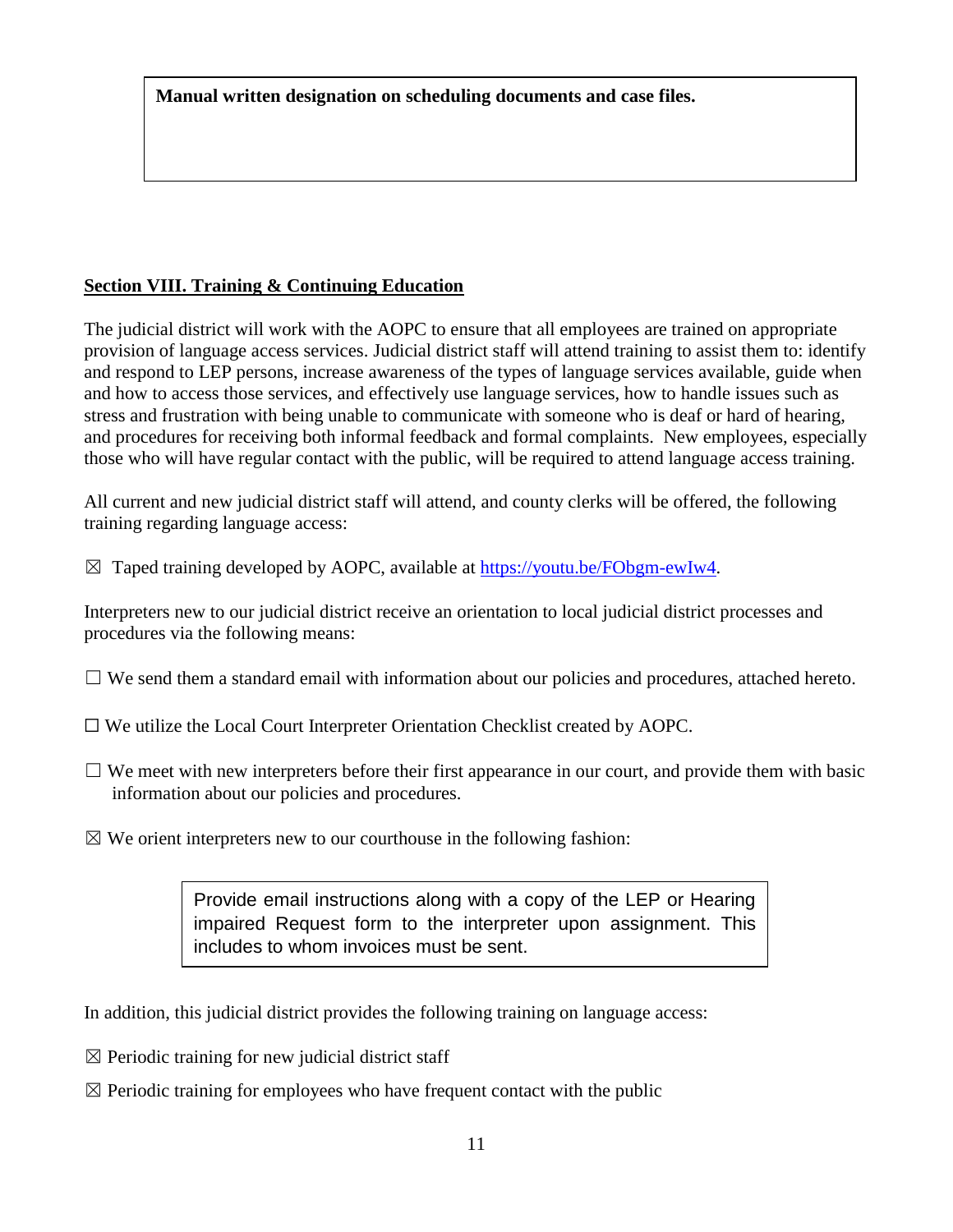**Manual written designation on scheduling documents and case files.**

## Section VIII. Training & Continuing Education

The judicial district will work with the AOPC to ensure that all employees are trained on appropriate provision of language access services. Judicial district staff will attend training to assist them to: identify and respond to LEP persons, increase awareness of the types of language services available, guide when and how to access those services, and effectively use language services, how to handle issues such as stress and frustration with being unable to communicate with someone who is deaf or hard of hearing, and procedures for receiving both informal feedback and formal complaints. New employees, especially those who will have regular contact with the public, will be required to attend language access training.

All current and new judicial district staff will attend, and county clerks will be offered, the following training regarding language access:

☒ Taped training developed by AOPC, available at https://youtu.be/FObgm-ewIw4.

Interpreters new to our judicial district receive an orientation to local judicial district processes and procedures via the following means:

☐ We send them a standard email with information about our policies and procedures, attached hereto.

☐ We utilize the Local Court Interpreter Orientation Checklist created by AOPC.

☐ We meet with new interpreters before their first appearance in our court, and provide them with basic information about our policies and procedures.

☒ We orient interpreters new to our courthouse in the following fashion:

> Provide email instructions along with a copy of the LEP or Hearing impaired Request form to the interpreter upon assignment. This includes to whom invoices must be sent.

In addition, this judicial district provides the following training on language access:

☒ Periodic training for new judicial district staff

☒ Periodic training for employees who have frequent contact with the public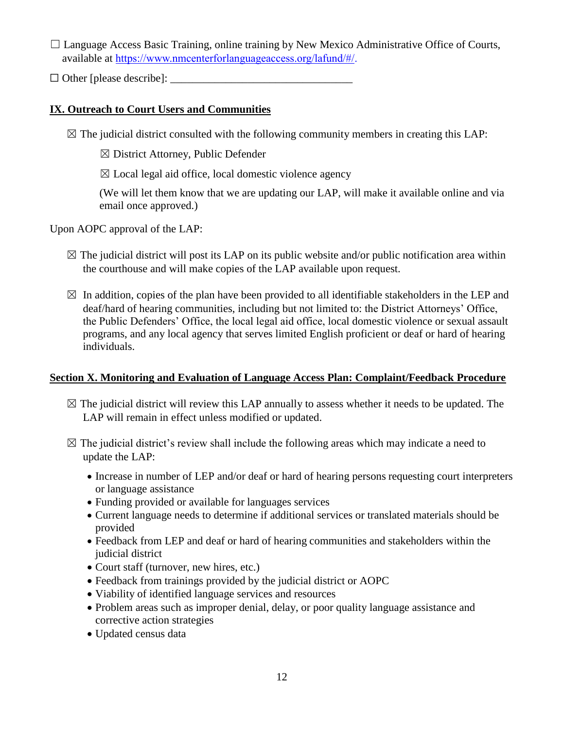☐ Language Access Basic Training, online training by New Mexico Administrative Office of Courts, available at https://www.nmcenterforlanguageaccess.org/lafund/#/.

☐ Other [please describe]: ________________________________

## IX. Outreach to Court Users and Communities

☒ The judicial district consulted with the following community members in creating this LAP:

☒ District Attorney, Public Defender

☒ Local legal aid office, local domestic violence agency

(We will let them know that we are updating our LAP, will make it available online and via email once approved.)

Upon AOPC approval of the LAP:

☒ The judicial district will post its LAP on its public website and/or public notification area within the courthouse and will make copies of the LAP available upon request.

☒ In addition, copies of the plan have been provided to all identifiable stakeholders in the LEP and deaf/hard of hearing communities, including but not limited to: the District Attorneys' Office, the Public Defenders' Office, the local legal aid office, local domestic violence or sexual assault programs, and any local agency that serves limited English proficient or deaf or hard of hearing individuals.

## Section X. Monitoring and Evaluation of Language Access Plan: Complaint/Feedback Procedure

☒ The judicial district will review this LAP annually to assess whether it needs to be updated. The LAP will remain in effect unless modified or updated.

☒ The judicial district's review shall include the following areas which may indicate a need to update the LAP:

- Increase in number of LEP and/or deaf or hard of hearing persons requesting court interpreters or language assistance
- Funding provided or available for languages services
- Current language needs to determine if additional services or translated materials should be provided
- Feedback from LEP and deaf or hard of hearing communities and stakeholders within the judicial district
- Court staff (turnover, new hires, etc.)
- Feedback from trainings provided by the judicial district or AOPC
- Viability of identified language services and resources
- Problem areas such as improper denial, delay, or poor quality language assistance and corrective action strategies
- Updated census data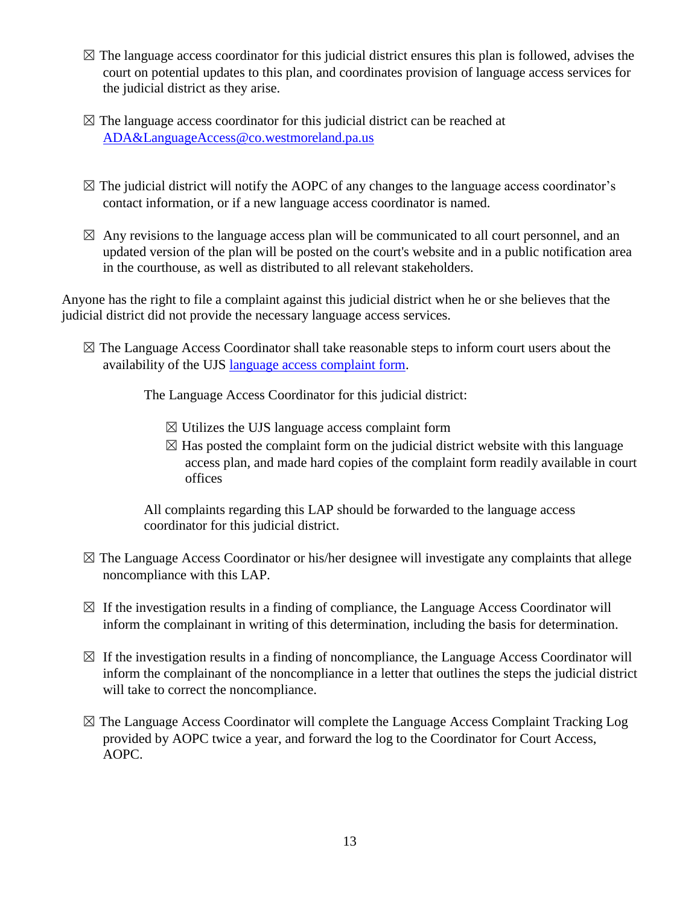- ☒ The language access coordinator for this judicial district ensures this plan is followed, advises the court on potential updates to this plan, and coordinates provision of language access services for the judicial district as they arise.

- ☒ The language access coordinator for this judicial district can be reached at [ADA&LanguageAccess@co.westmoreland.pa.us](mailto:ADA&LanguageAccess@co.westmoreland.pa.us)

- ☒ The judicial district will notify the AOPC of any changes to the language access coordinator's contact information, or if a new language access coordinator is named.

- ☒ Any revisions to the language access plan will be communicated to all court personnel, and an updated version of the plan will be posted on the court's website and in a public notification area in the courthouse, as well as distributed to all relevant stakeholders.

Anyone has the right to file a complaint against this judicial district when he or she believes that the judicial district did not provide the necessary language access services.

- ☒ The Language Access Coordinator shall take reasonable steps to inform court users about the availability of the UJS language access complaint form.

  The Language Access Coordinator for this judicial district:

  - ☒ Utilizes the UJS language access complaint form
  - ☒ Has posted the complaint form on the judicial district website with this language access plan, and made hard copies of the complaint form readily available in court offices

  All complaints regarding this LAP should be forwarded to the language access coordinator for this judicial district.

- ☒ The Language Access Coordinator or his/her designee will investigate any complaints that allege noncompliance with this LAP.

- ☒ If the investigation results in a finding of compliance, the Language Access Coordinator will inform the complainant in writing of this determination, including the basis for determination.

- ☒ If the investigation results in a finding of noncompliance, the Language Access Coordinator will inform the complainant of the noncompliance in a letter that outlines the steps the judicial district will take to correct the noncompliance.

- ☒ The Language Access Coordinator will complete the Language Access Complaint Tracking Log provided by AOPC twice a year, and forward the log to the Coordinator for Court Access, AOPC.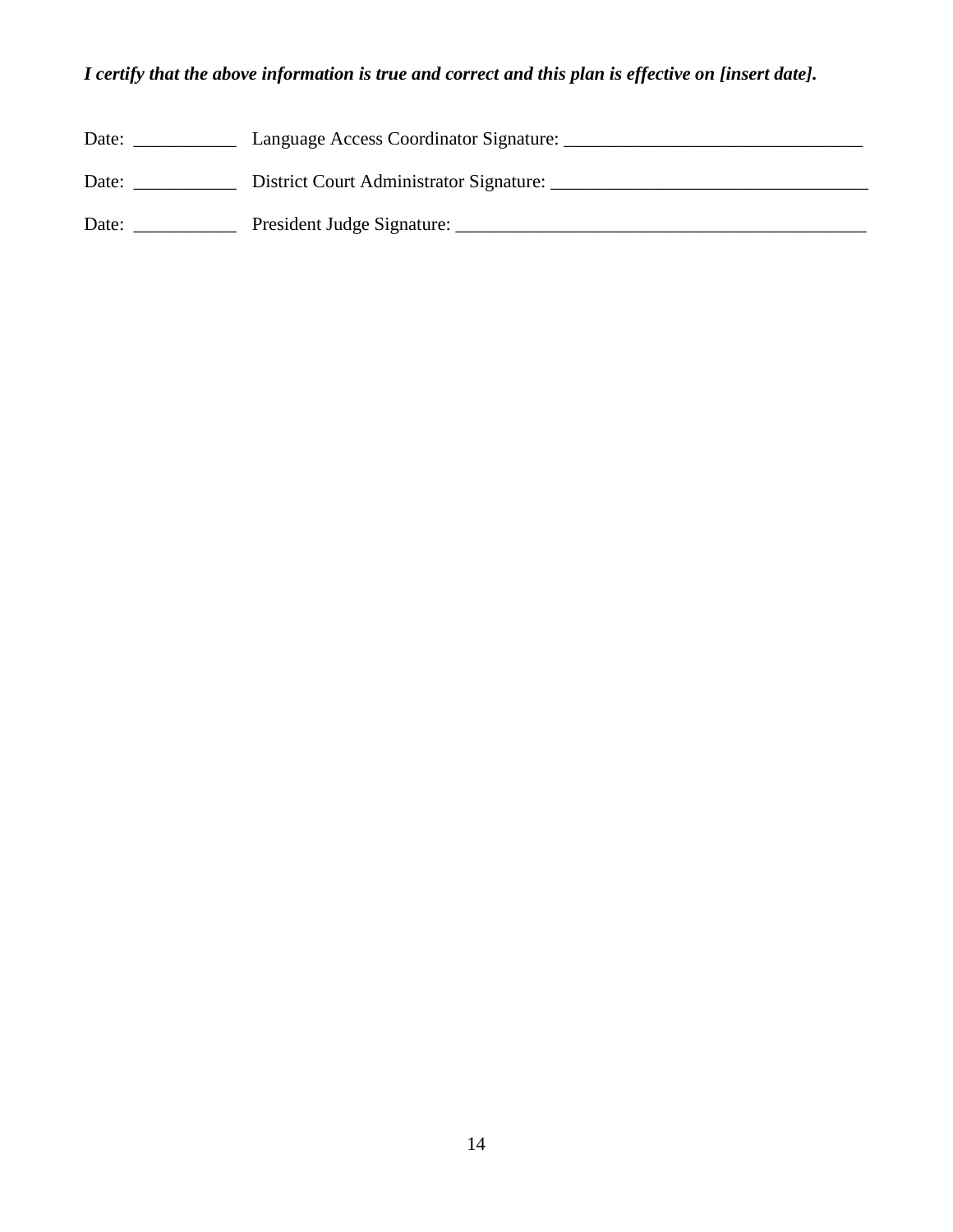***I certify that the above information is true and correct and this plan is effective on [insert date].***

Date: ___________ Language Access Coordinator Signature: ________________________________

Date: ___________ District Court Administrator Signature: __________________________________

Date: ___________ President Judge Signature: ____________________________________________